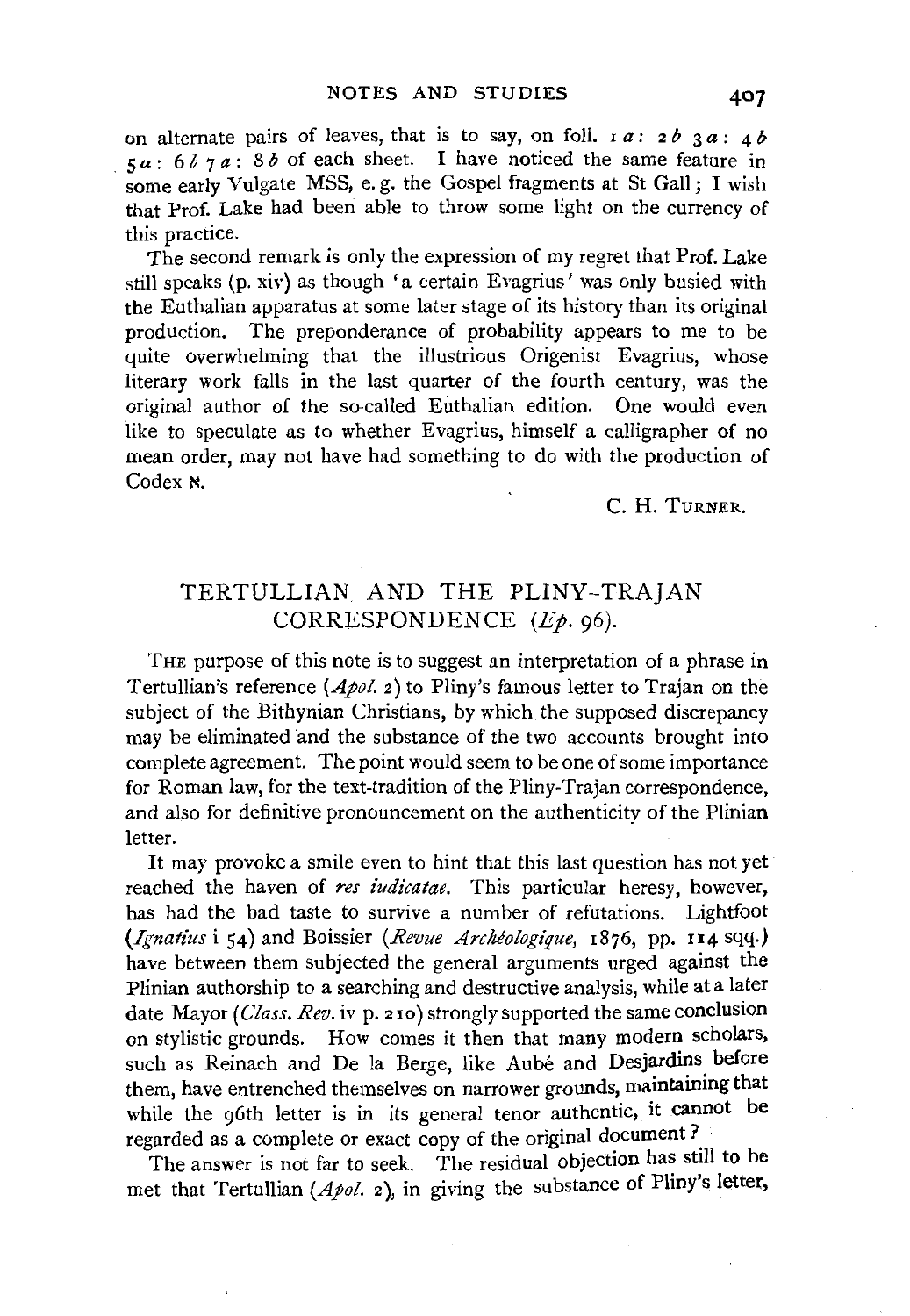on alternate pairs of leaves, that is to say, on foll. 1 *a* : 2 *b* 3 *a* : 4 *b* 5 *a* : 6 *b* 7 *a* : 8 *b* of each sheet. I have noticed the same feature in some early Vulgate MSS, e.g. the Gospel fragments at St Gall; I wish that Prof. Lake had been able to throw some light on the currency of this practice.

The second remark is only the expression of my regret that Prof. Lake still speaks (p. xiv) as though 'a certain Evagrius' was only busied with the Euthalian apparatus at some later stage of its history than its original production. The preponderance of probability appears to me to be quite overwhelming that the illustrious Origenist Evagrius, whose literary work falls in the last quarter of the fourth century, was the original author of the so-called Euthalian edition. One would even like to speculate as to whether Evagrius, himself a calligrapher of no mean order, may not have had something to do with the production of Codex ℵ.

C. H. TURNER.

## TERTULLIAN AND THE PLINY-TRAJAN CORRESPONDENCE (*Ep.* 96).

THE purpose of this note is to suggest an interpretation of a phrase in Tertullian's reference (*Apol.* 2) to Pliny's famous letter to Trajan on the subject of the Bithynian Christians, by which the supposed discrepancy may be eliminated and the substance of the two accounts brought into complete agreement. The point would seem to be one of some importance for Roman law, for the text-tradition of the Pliny-Trajan correspondence, and also for definitive pronouncement on the authenticity of the Plinian letter.

It may provoke a smile even to hint that this last question has not yet reached the haven of *res iudicatae*. This particular heresy, however, has had the bad taste to survive a number of refutations. Lightfoot (*Ignatius* i 54) and Boissier (*Revue Archéologique*, 1876, pp. 114 sqq.) have between them subjected the general arguments urged against the Plinian authorship to a searching and destructive analysis, while at a later date Mayor (*Class. Rev.* iv p. 210) strongly supported the same conclusion on stylistic grounds. How comes it then that many modern scholars, such as Reinach and De la Berge, like Aubé and Desjardins before them, have entrenched themselves on narrower grounds, maintaining that while the 96th letter is in its general tenor authentic, it cannot be regarded as a complete or exact copy of the original document?

The answer is not far to seek. The residual objection has still to be met that Tertullian (*Apol.* 2), in giving the substance of Pliny's letter,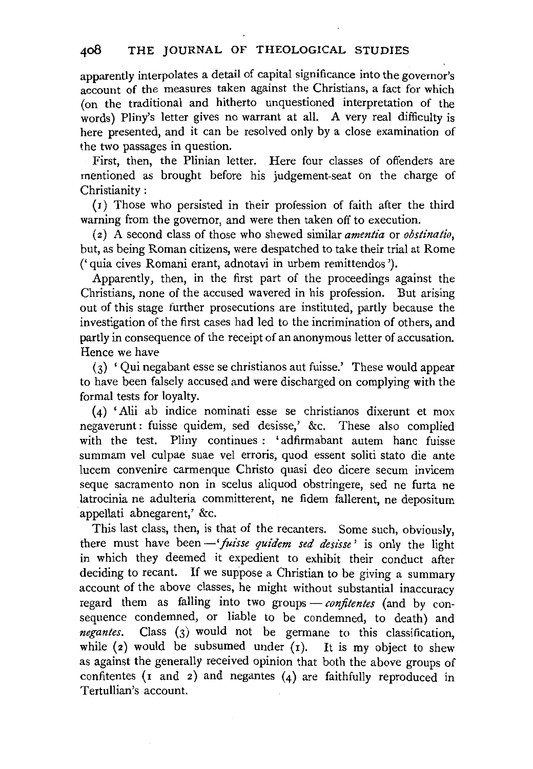apparently interpolates a detail of capital significance into the governor's account of the measures taken against the Christians, a fact for which (on the traditional and hitherto unquestioned interpretation of the words) Pliny's letter gives no warrant at all. A very real difficulty is here presented, and it can be resolved only by a close examination of the two passages in question.

First, then, the Plinian letter. Here four classes of offenders are mentioned as brought before his judgement-seat on the charge of Christianity:

(1) Those who persisted in their profession of faith after the third warning from the governor, and were then taken off to execution.

(2) A second class of those who shewed similar *amentia* or *obstinatio*, but, as being Roman citizens, were despatched to take their trial at Rome ('quia cives Romani erant, adnotavi in urbem remittendos').

Apparently, then, in the first part of the proceedings against the Christians, none of the accused wavered in his profession. But arising out of this stage further prosecutions are instituted, partly because the investigation of the first cases had led to the incrimination of others, and partly in consequence of the receipt of an anonymous letter of accusation. Hence we have

(3) 'Qui negabant esse se christianos aut fuisse.' These would appear to have been falsely accused and were discharged on complying with the formal tests for loyalty.

(4) 'Alii ab indice nominati esse se christianos dixerunt et mox negaverunt: fuisse quidem, sed desisse,' &c. These also complied with the test. Pliny continues: 'adfirmabant autem hanc fuisse summam vel culpae suae vel erroris, quod essent soliti stato die ante lucem convenire carmenque Christo quasi deo dicere secum invicem seque sacramento non in scelus aliquod obstringere, sed ne furta ne latrocinia ne adulteria committerent, ne fidem fallerent, ne depositum appellati abnegarent,' &c.

This last class, then, is that of the recanters. Some such, obviously, there must have been—'*fuisse quidem sed desisse*' is only the light in which they deemed it expedient to exhibit their conduct after deciding to recant. If we suppose a Christian to be giving a summary account of the above classes, he might without substantial inaccuracy regard them as falling into two groups—*confitentes* (and by consequence condemned, or liable to be condemned, to death) and *negantes*. Class (3) would not be germane to this classification, while (2) would be subsumed under (1). It is my object to shew as against the generally received opinion that both the above groups of confitentes (1 and 2) and negantes (4) are faithfully reproduced in Tertullian's account.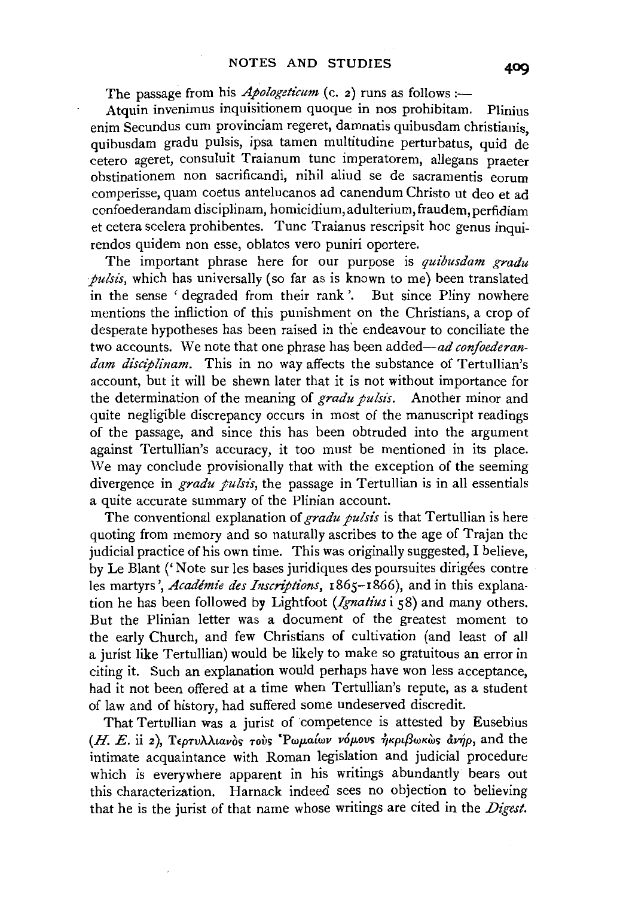The passage from his *Apologeticum* (c. 2) runs as follows :—

Atquin invenimus inquisitionem quoque in nos prohibitam. Plinius enim Secundus cum provinciam regeret, damnatis quibusdam christianis, quibusdam gradu pulsis, ipsa tamen multitudine perturbatus, quid de cetero ageret, consuluit Traianum tunc imperatorem, allegans praeter obstinationem non sacrificandi, nihil aliud se de sacramentis eorum comperisse, quam coetus antelucanos ad canendum Christo ut deo et ad confoederandam disciplinam, homicidium, adulterium, fraudem, perfidiam et cetera scelera prohibentes. Tunc Traianus rescripsit hoc genus inquirendos quidem non esse, oblatos vero puniri oportere.

The important phrase here for our purpose is *quibusdam gradu pulsis*, which has universally (so far as is known to me) been translated in the sense 'degraded from their rank'. But since Pliny nowhere mentions the infliction of this punishment on the Christians, a crop of desperate hypotheses has been raised in the endeavour to conciliate the two accounts. We note that one phrase has been added—*ad confoederandam disciplinam*. This in no way affects the substance of Tertullian's account, but it will be shewn later that it is not without importance for the determination of the meaning of *gradu pulsis*. Another minor and quite negligible discrepancy occurs in most of the manuscript readings of the passage, and since this has been obtruded into the argument against Tertullian's accuracy, it too must be mentioned in its place. We may conclude provisionally that with the exception of the seeming divergence in *gradu pulsis*, the passage in Tertullian is in all essentials a quite accurate summary of the Plinian account.

The conventional explanation of *gradu pulsis* is that Tertullian is here quoting from memory and so naturally ascribes to the age of Trajan the judicial practice of his own time. This was originally suggested, I believe, by Le Blant ('Note sur les bases juridiques des poursuites dirigées contre les martyrs', *Académie des Inscriptions*, 1865–1866), and in this explanation he has been followed by Lightfoot (*Ignatius* i 58) and many others. But the Plinian letter was a document of the greatest moment to the early Church, and few Christians of cultivation (and least of all a jurist like Tertullian) would be likely to make so gratuitous an error in citing it. Such an explanation would perhaps have won less acceptance, had it not been offered at a time when Tertullian's repute, as a student of law and of history, had suffered some undeserved discredit.

That Tertullian was a jurist of competence is attested by Eusebius (*H. E.* ii 2), Τερτυλλιανὸς τοὺς Ῥωμαίων νόμους ἠκριβωκὼς ἀνήρ, and the intimate acquaintance with Roman legislation and judicial procedure which is everywhere apparent in his writings abundantly bears out this characterization. Harnack indeed sees no objection to believing that he is the jurist of that name whose writings are cited in the *Digest*.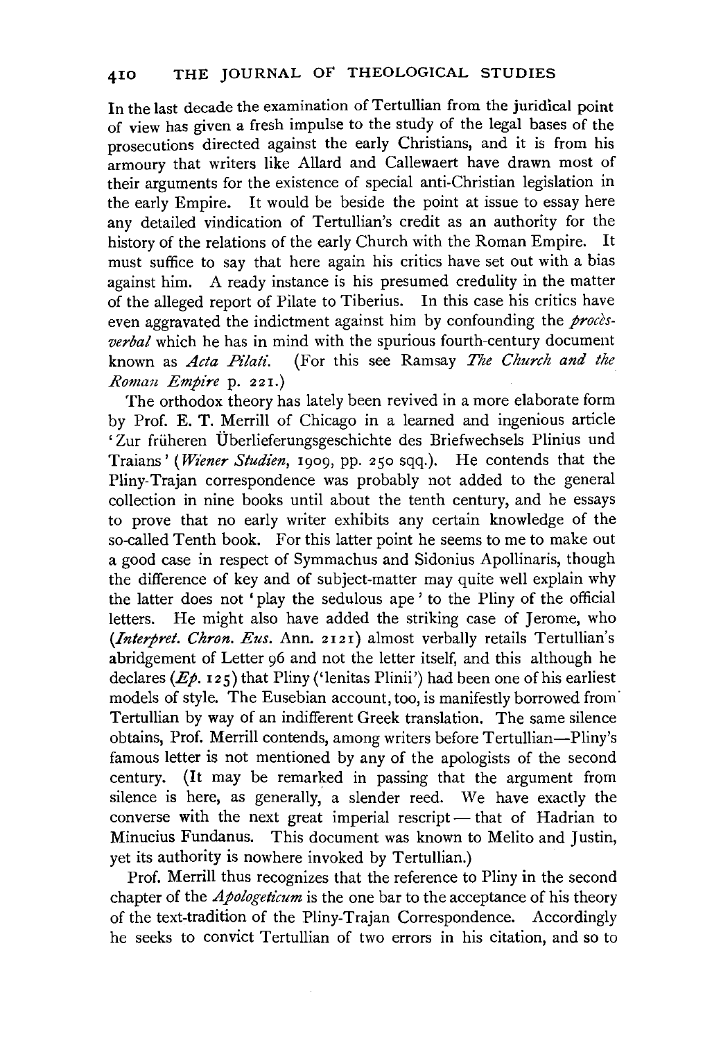In the last decade the examination of Tertullian from the juridical point of view has given a fresh impulse to the study of the legal bases of the prosecutions directed against the early Christians, and it is from his armoury that writers like Allard and Callewaert have drawn most of their arguments for the existence of special anti-Christian legislation in the early Empire. It would be beside the point at issue to essay here any detailed vindication of Tertullian's credit as an authority for the history of the relations of the early Church with the Roman Empire. It must suffice to say that here again his critics have set out with a bias against him. A ready instance is his presumed credulity in the matter of the alleged report of Pilate to Tiberius. In this case his critics have even aggravated the indictment against him by confounding the *procès-verbal* which he has in mind with the spurious fourth-century document known as *Acta Pilati*. (For this see Ramsay *The Church and the Roman Empire* p. 221.)

The orthodox theory has lately been revived in a more elaborate form by Prof. E. T. Merrill of Chicago in a learned and ingenious article 'Zur früheren Überlieferungsgeschichte des Briefwechsels Plinius und Traians' (*Wiener Studien*, 1909, pp. 250 sqq.). He contends that the Pliny-Trajan correspondence was probably not added to the general collection in nine books until about the tenth century, and he essays to prove that no early writer exhibits any certain knowledge of the so-called Tenth book. For this latter point he seems to me to make out a good case in respect of Symmachus and Sidonius Apollinaris, though the difference of key and of subject-matter may quite well explain why the latter does not 'play the sedulous ape' to the Pliny of the official letters. He might also have added the striking case of Jerome, who (*Interpret. Chron. Eus.* Ann. 2121) almost verbally retails Tertullian's abridgement of Letter 96 and not the letter itself, and this although he declares (*Ep.* 125) that Pliny ('lenitas Plinii') had been one of his earliest models of style. The Eusebian account, too, is manifestly borrowed from Tertullian by way of an indifferent Greek translation. The same silence obtains, Prof. Merrill contends, among writers before Tertullian—Pliny's famous letter is not mentioned by any of the apologists of the second century. (It may be remarked in passing that the argument from silence is here, as generally, a slender reed. We have exactly the converse with the next great imperial rescript — that of Hadrian to Minucius Fundanus. This document was known to Melito and Justin, yet its authority is nowhere invoked by Tertullian.)

Prof. Merrill thus recognizes that the reference to Pliny in the second chapter of the *Apologeticum* is the one bar to the acceptance of his theory of the text-tradition of the Pliny-Trajan Correspondence. Accordingly he seeks to convict Tertullian of two errors in his citation, and so to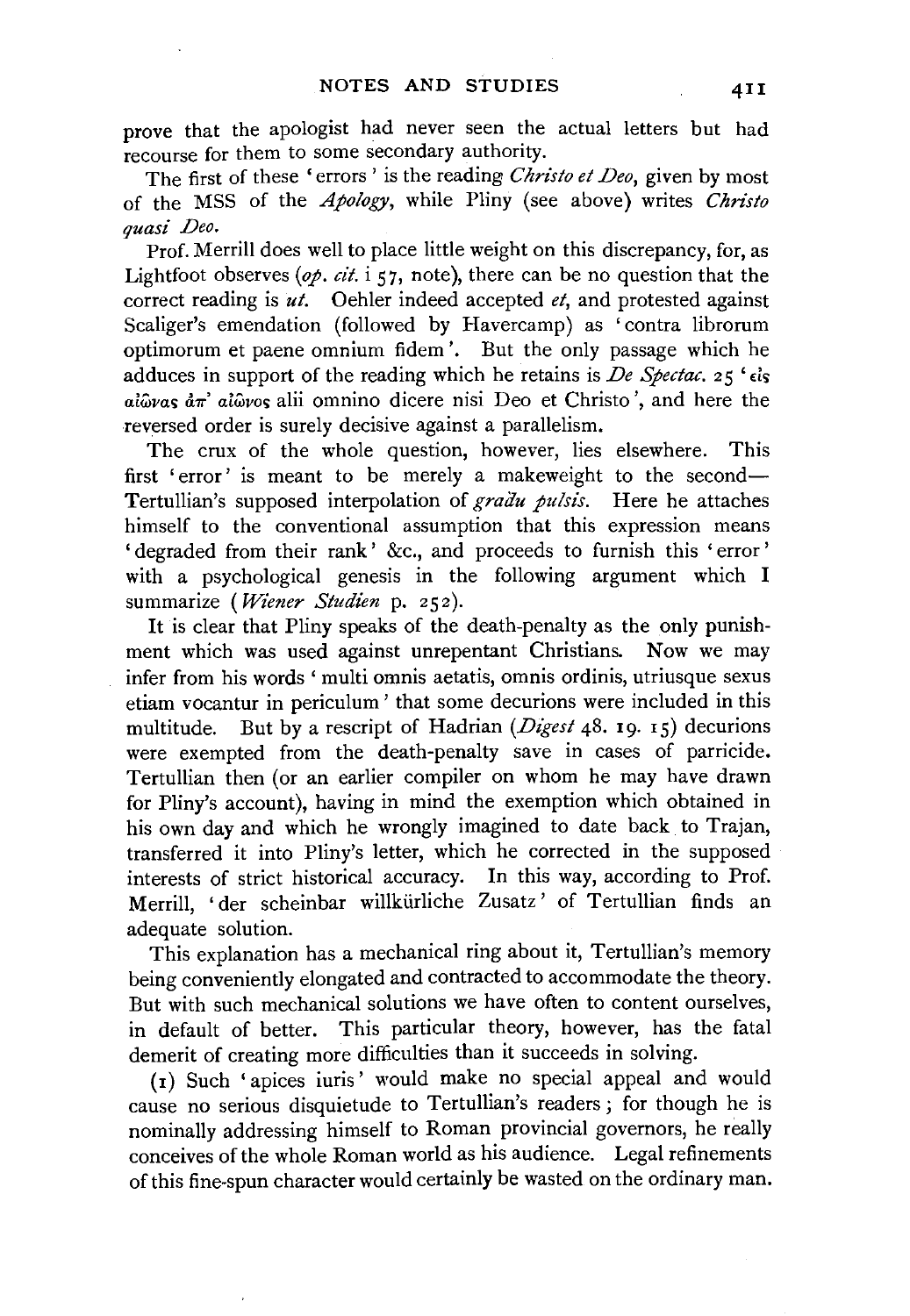prove that the apologist had never seen the actual letters but had recourse for them to some secondary authority.

The first of these 'errors' is the reading *Christo et Deo*, given by most of the MSS of the *Apology*, while Pliny (see above) writes *Christo quasi Deo*.

Prof. Merrill does well to place little weight on this discrepancy, for, as Lightfoot observes (*op. cit.* i 57, note), there can be no question that the correct reading is *ut*. Oehler indeed accepted *et*, and protested against Scaliger's emendation (followed by Havercamp) as 'contra librorum optimorum et paene omnium fidem'. But the only passage which he adduces in support of the reading which he retains is *De Spectac.* 25 'εἰς αἰῶνας ἀπ' αἰῶνος alii omnino dicere nisi Deo et Christo', and here the reversed order is surely decisive against a parallelism.

The crux of the whole question, however, lies elsewhere. This first 'error' is meant to be merely a makeweight to the second—Tertullian's supposed interpolation of *gradu pulsis*. Here he attaches himself to the conventional assumption that this expression means 'degraded from their rank' &c., and proceeds to furnish this 'error' with a psychological genesis in the following argument which I summarize (*Wiener Studien* p. 252).

It is clear that Pliny speaks of the death-penalty as the only punishment which was used against unrepentant Christians. Now we may infer from his words 'multi omnis aetatis, omnis ordinis, utriusque sexus etiam vocantur in periculum' that some decurions were included in this multitude. But by a rescript of Hadrian (*Digest* 48. 19. 15) decurions were exempted from the death-penalty save in cases of parricide. Tertullian then (or an earlier compiler on whom he may have drawn for Pliny's account), having in mind the exemption which obtained in his own day and which he wrongly imagined to date back to Trajan, transferred it into Pliny's letter, which he corrected in the supposed interests of strict historical accuracy. In this way, according to Prof. Merrill, 'der scheinbar willkürliche Zusatz' of Tertullian finds an adequate solution.

This explanation has a mechanical ring about it, Tertullian's memory being conveniently elongated and contracted to accommodate the theory. But with such mechanical solutions we have often to content ourselves, in default of better. This particular theory, however, has the fatal demerit of creating more difficulties than it succeeds in solving.

(1) Such 'apices iuris' would make no special appeal and would cause no serious disquietude to Tertullian's readers; for though he is nominally addressing himself to Roman provincial governors, he really conceives of the whole Roman world as his audience. Legal refinements of this fine-spun character would certainly be wasted on the ordinary man.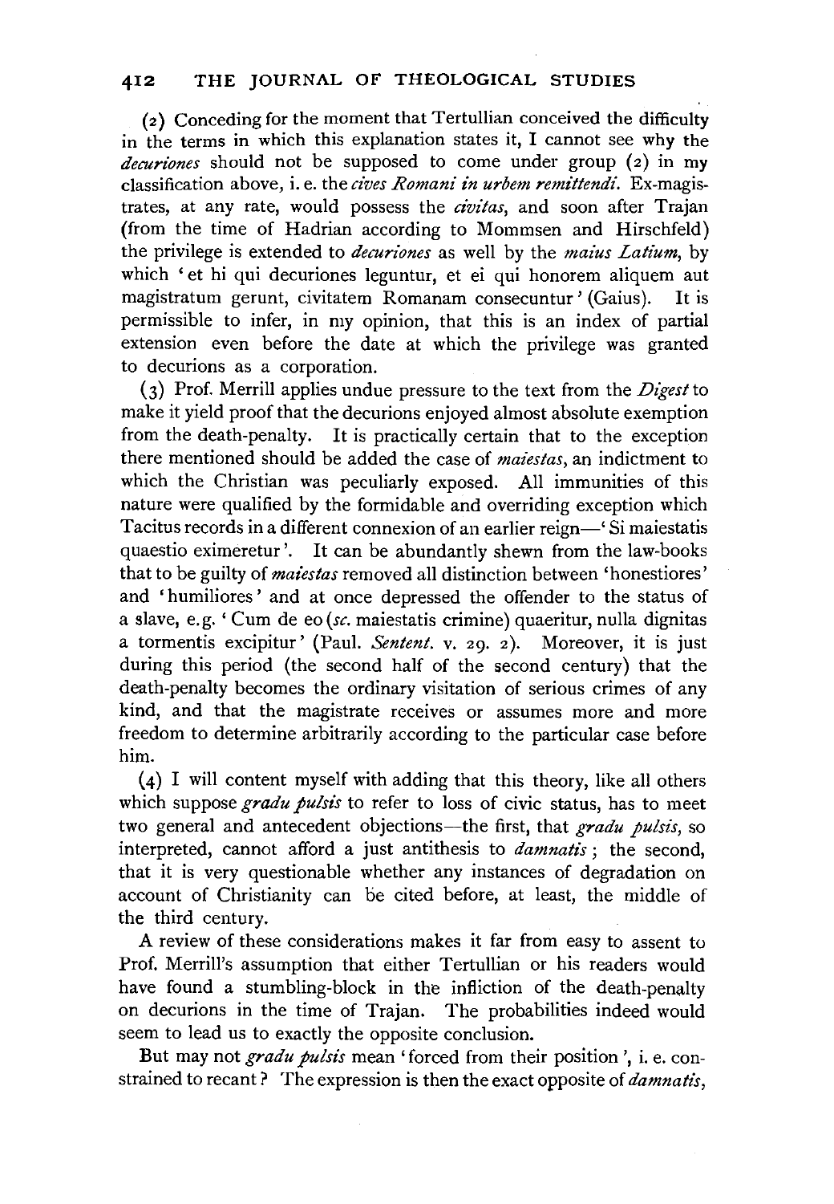(2) Conceding for the moment that Tertullian conceived the difficulty in the terms in which this explanation states it, I cannot see why the *decuriones* should not be supposed to come under group (2) in my classification above, i. e. the *cives Romani in urbem remittendi*. Ex-magistrates, at any rate, would possess the *civitas*, and soon after Trajan (from the time of Hadrian according to Mommsen and Hirschfeld) the privilege is extended to *decuriones* as well by the *maius Latium*, by which 'et hi qui decuriones leguntur, et ei qui honorem aliquem aut magistratum gerunt, civitatem Romanam consecuntur' (Gaius). It is permissible to infer, in my opinion, that this is an index of partial extension even before the date at which the privilege was granted to decurions as a corporation.

(3) Prof. Merrill applies undue pressure to the text from the *Digest* to make it yield proof that the decurions enjoyed almost absolute exemption from the death-penalty. It is practically certain that to the exception there mentioned should be added the case of *maiestas*, an indictment to which the Christian was peculiarly exposed. All immunities of this nature were qualified by the formidable and overriding exception which Tacitus records in a different connexion of an earlier reign—'Si maiestatis quaestio eximeretur'. It can be abundantly shewn from the law-books that to be guilty of *maiestas* removed all distinction between 'honestiores' and 'humiliores' and at once depressed the offender to the status of a slave, e.g. 'Cum de eo (*sc.* maiestatis crimine) quaeritur, nulla dignitas a tormentis excipitur' (Paul. *Sentent.* v. 29. 2). Moreover, it is just during this period (the second half of the second century) that the death-penalty becomes the ordinary visitation of serious crimes of any kind, and that the magistrate receives or assumes more and more freedom to determine arbitrarily according to the particular case before him.

(4) I will content myself with adding that this theory, like all others which suppose *gradu pulsis* to refer to loss of civic status, has to meet two general and antecedent objections—the first, that *gradu pulsis*, so interpreted, cannot afford a just antithesis to *damnatis*; the second, that it is very questionable whether any instances of degradation on account of Christianity can be cited before, at least, the middle of the third century.

A review of these considerations makes it far from easy to assent to Prof. Merrill's assumption that either Tertullian or his readers would have found a stumbling-block in the infliction of the death-penalty on decurions in the time of Trajan. The probabilities indeed would seem to lead us to exactly the opposite conclusion.

But may not *gradu pulsis* mean 'forced from their position', i. e. constrained to recant? The expression is then the exact opposite of *damnatis*,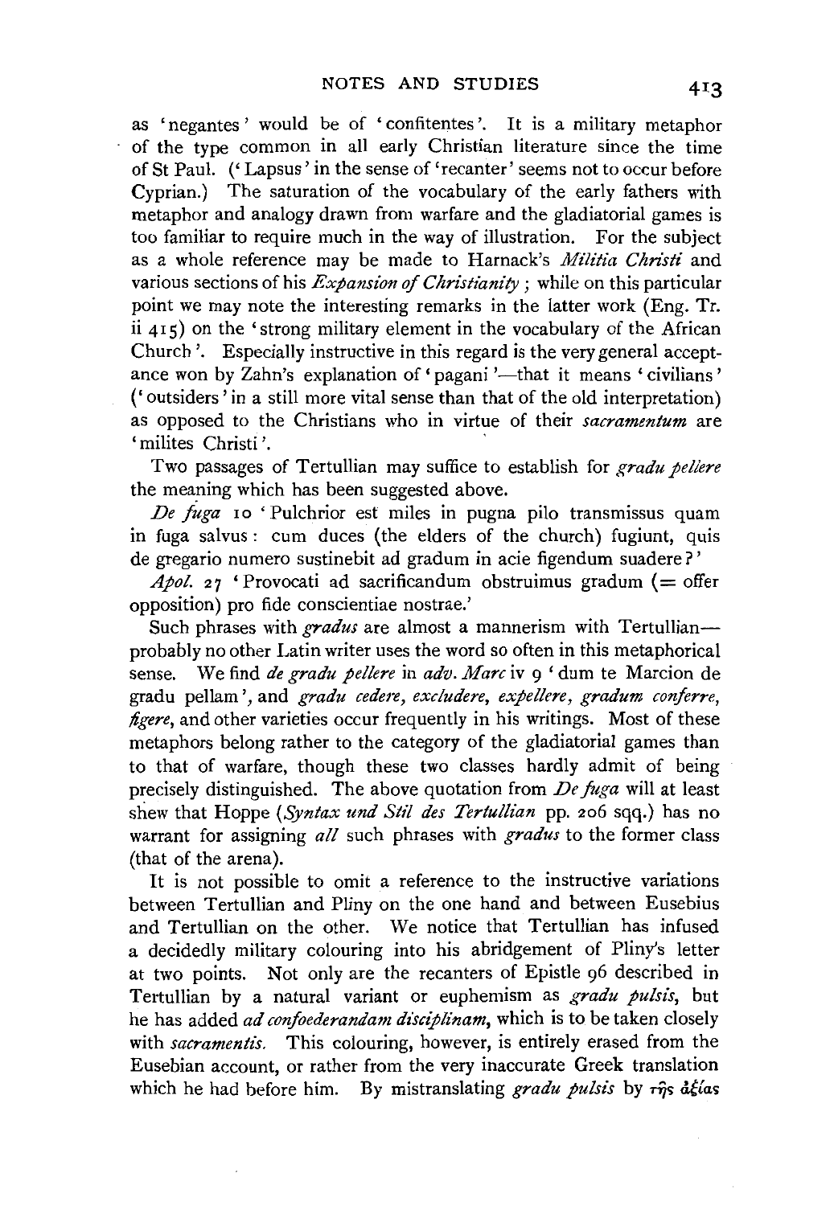as 'negantes' would be of 'confitentes'. It is a military metaphor of the type common in all early Christian literature since the time of St Paul. ('Lapsus' in the sense of 'recanter' seems not to occur before Cyprian.) The saturation of the vocabulary of the early fathers with metaphor and analogy drawn from warfare and the gladiatorial games is too familiar to require much in the way of illustration. For the subject as a whole reference may be made to Harnack's *Militia Christi* and various sections of his *Expansion of Christianity*; while on this particular point we may note the interesting remarks in the latter work (Eng. Tr. ii 415) on the 'strong military element in the vocabulary of the African Church'. Especially instructive in this regard is the very general acceptance won by Zahn's explanation of 'pagani'—that it means 'civilians' ('outsiders' in a still more vital sense than that of the old interpretation) as opposed to the Christians who in virtue of their *sacramentum* are 'milites Christi'.

Two passages of Tertullian may suffice to establish for *gradu pellere* the meaning which has been suggested above.

*De fuga* 10 'Pulchrior est miles in pugna pilo transmissus quam in fuga salvus: cum duces (the elders of the church) fugiunt, quis de gregario numero sustinebit ad gradum in acie figendum suadere?'

*Apol.* 27 'Provocati ad sacrificandum obstruimus gradum (= offer opposition) pro fide conscientiae nostrae.'

Such phrases with *gradus* are almost a mannerism with Tertullian—probably no other Latin writer uses the word so often in this metaphorical sense. We find *de gradu pellere* in *adv. Marc* iv 9 'dum te Marcion de gradu pellam', and *gradu cedere, excludere, expellere, gradum conferre, figere*, and other varieties occur frequently in his writings. Most of these metaphors belong rather to the category of the gladiatorial games than to that of warfare, though these two classes hardly admit of being precisely distinguished. The above quotation from *De fuga* will at least shew that Hoppe (*Syntax und Stil des Tertullian* pp. 206 sqq.) has no warrant for assigning *all* such phrases with *gradus* to the former class (that of the arena).

It is not possible to omit a reference to the instructive variations between Tertullian and Pliny on the one hand and between Eusebius and Tertullian on the other. We notice that Tertullian has infused a decidedly military colouring into his abridgement of Pliny's letter at two points. Not only are the recanters of Epistle 96 described in Tertullian by a natural variant or euphemism as *gradu pulsis*, but he has added *ad confoederandam disciplinam*, which is to be taken closely with *sacramentis*. This colouring, however, is entirely erased from the Eusebian account, or rather from the very inaccurate Greek translation which he had before him. By mistranslating *gradu pulsis* by τῆς ἀξίας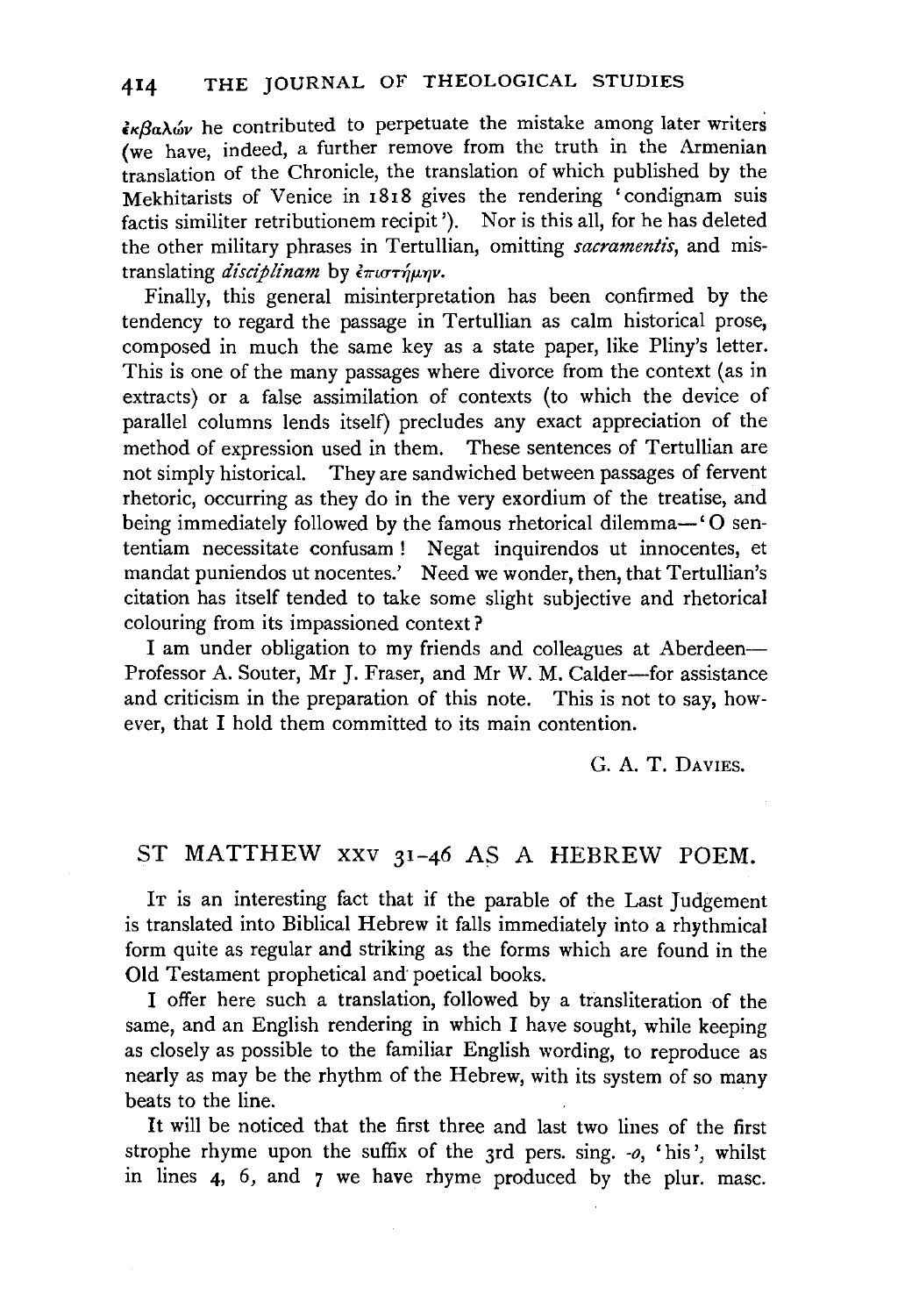ἐκβαλών he contributed to perpetuate the mistake among later writers (we have, indeed, a further remove from the truth in the Armenian translation of the Chronicle, the translation of which published by the Mekhitarists of Venice in 1818 gives the rendering 'condignam suis factis similiter retributionem recipit'). Nor is this all, for he has deleted the other military phrases in Tertullian, omitting *sacramentis*, and mistranslating *disciplinam* by ἐπιστήμην.

Finally, this general misinterpretation has been confirmed by the tendency to regard the passage in Tertullian as calm historical prose, composed in much the same key as a state paper, like Pliny's letter. This is one of the many passages where divorce from the context (as in extracts) or a false assimilation of contexts (to which the device of parallel columns lends itself) precludes any exact appreciation of the method of expression used in them. These sentences of Tertullian are not simply historical. They are sandwiched between passages of fervent rhetoric, occurring as they do in the very exordium of the treatise, and being immediately followed by the famous rhetorical dilemma—'O sententiam necessitate confusam! Negat inquirendos ut innocentes, et mandat puniendos ut nocentes.' Need we wonder, then, that Tertullian's citation has itself tended to take some slight subjective and rhetorical colouring from its impassioned context?

I am under obligation to my friends and colleagues at Aberdeen—Professor A. Souter, Mr J. Fraser, and Mr W. M. Calder—for assistance and criticism in the preparation of this note. This is not to say, however, that I hold them committed to its main contention.

G. A. T. Davies.

## ST MATTHEW xxv 31-46 AS A HEBREW POEM.

It is an interesting fact that if the parable of the Last Judgement is translated into Biblical Hebrew it falls immediately into a rhythmical form quite as regular and striking as the forms which are found in the Old Testament prophetical and poetical books.

I offer here such a translation, followed by a transliteration of the same, and an English rendering in which I have sought, while keeping as closely as possible to the familiar English wording, to reproduce as nearly as may be the rhythm of the Hebrew, with its system of so many beats to the line.

It will be noticed that the first three and last two lines of the first strophe rhyme upon the suffix of the 3rd pers. sing. *-o*, 'his', whilst in lines 4, 6, and 7 we have rhyme produced by the plur. masc.